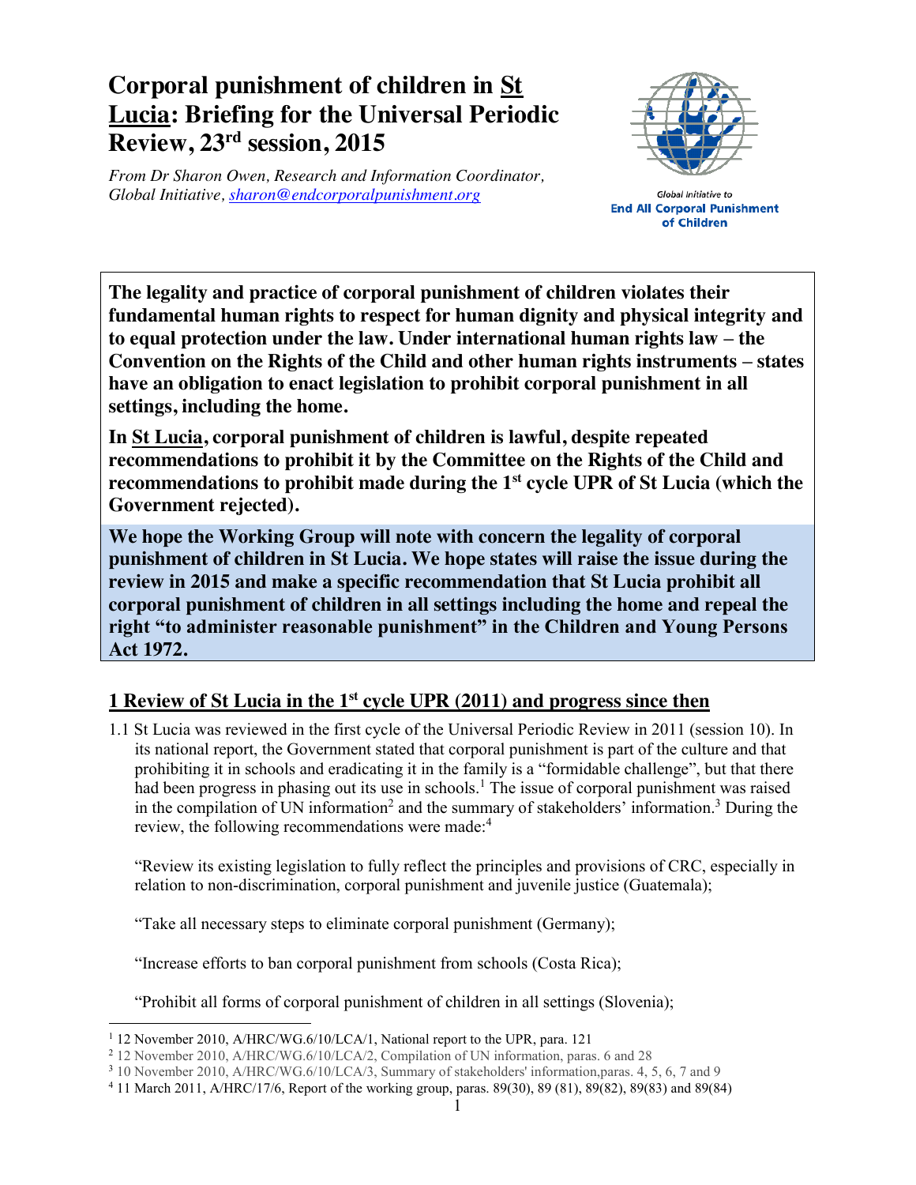# Corporal punishment of children in St Lucia: Briefing for the Universal Periodic Review, 23rd session, 2015

*From Dr Sharon Owen, Research and Information Coordinator, Global Initiative, sharon@endcorporalpunishment.org*

Global Initiative to **End All Corporal Punishment of Children**

**The legality and practice of corporal punishment of children violates their fundamental human rights to respect for human dignity and physical integrity and to equal protection under the law. Under international human rights law – the Convention on the Rights of the Child and other human rights instruments – states have an obligation to enact legislation to prohibit corporal punishment in all settings, including the home.**

**In St Lucia, corporal punishment of children is lawful, despite repeated recommendations to prohibit it by the Committee on the Rights of the Child and recommendations to prohibit made during the 1st cycle UPR of St Lucia (which the Government rejected).**

**We hope the Working Group will note with concern the legality of corporal punishment of children in St Lucia. We hope states will raise the issue during the review in 2015 and make a specific recommendation that St Lucia prohibit all corporal punishment of children in all settings including the home and repeal the right "to administer reasonable punishment" in the Children and Young Persons Act 1972.**

## 1 Review of St Lucia in the 1st cycle UPR (2011) and progress since then

1.1 St Lucia was reviewed in the first cycle of the Universal Periodic Review in 2011 (session 10). In its national report, the Government stated that corporal punishment is part of the culture and that prohibiting it in schools and eradicating it in the family is a "formidable challenge", but that there had been progress in phasing out its use in schools.[1] The issue of corporal punishment was raised in the compilation of UN information[2] and the summary of stakeholders' information.[3] During the review, the following recommendations were made:[4]

"Review its existing legislation to fully reflect the principles and provisions of CRC, especially in relation to non-discrimination, corporal punishment and juvenile justice (Guatemala);

"Take all necessary steps to eliminate corporal punishment (Germany);

"Increase efforts to ban corporal punishment from schools (Costa Rica);

"Prohibit all forms of corporal punishment of children in all settings (Slovenia);

---

[1] 12 November 2010, A/HRC/WG.6/10/LCA/1, National report to the UPR, para. 121

[2] 12 November 2010, A/HRC/WG.6/10/LCA/2, Compilation of UN information, paras. 6 and 28

[3] 10 November 2010, A/HRC/WG.6/10/LCA/3, Summary of stakeholders' information,paras. 4, 5, 6, 7 and 9

[4] 11 March 2011, A/HRC/17/6, Report of the working group, paras. 89(30), 89 (81), 89(82), 89(83) and 89(84)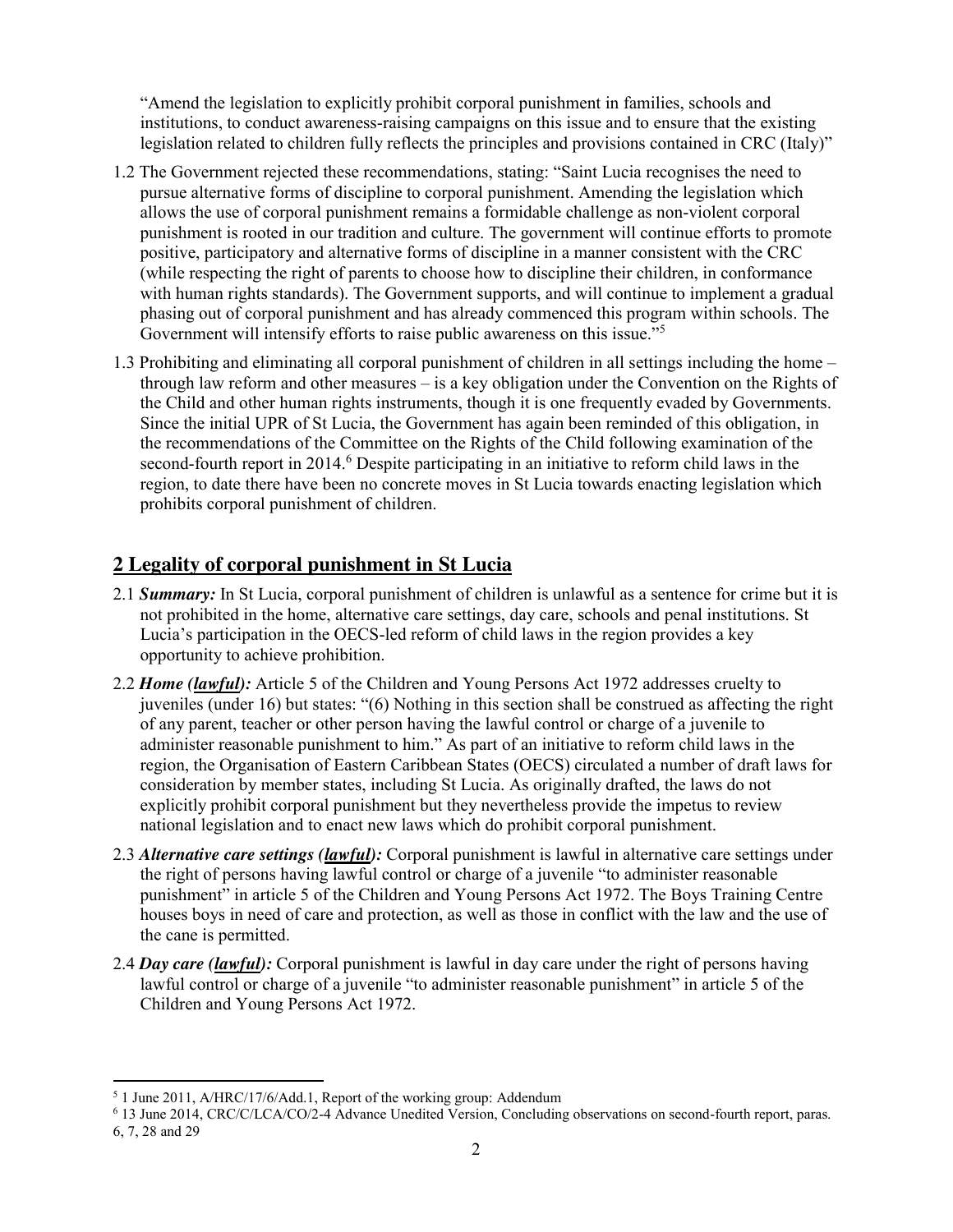"Amend the legislation to explicitly prohibit corporal punishment in families, schools and institutions, to conduct awareness-raising campaigns on this issue and to ensure that the existing legislation related to children fully reflects the principles and provisions contained in CRC (Italy)"

1.2 The Government rejected these recommendations, stating: "Saint Lucia recognises the need to pursue alternative forms of discipline to corporal punishment. Amending the legislation which allows the use of corporal punishment remains a formidable challenge as non-violent corporal punishment is rooted in our tradition and culture. The government will continue efforts to promote positive, participatory and alternative forms of discipline in a manner consistent with the CRC (while respecting the right of parents to choose how to discipline their children, in conformance with human rights standards). The Government supports, and will continue to implement a gradual phasing out of corporal punishment and has already commenced this program within schools. The Government will intensify efforts to raise public awareness on this issue."[5]

1.3 Prohibiting and eliminating all corporal punishment of children in all settings including the home – through law reform and other measures – is a key obligation under the Convention on the Rights of the Child and other human rights instruments, though it is one frequently evaded by Governments. Since the initial UPR of St Lucia, the Government has again been reminded of this obligation, in the recommendations of the Committee on the Rights of the Child following examination of the second-fourth report in 2014.[6] Despite participating in an initiative to reform child laws in the region, to date there have been no concrete moves in St Lucia towards enacting legislation which prohibits corporal punishment of children.

## 2 Legality of corporal punishment in St Lucia

2.1 ***Summary:*** In St Lucia, corporal punishment of children is unlawful as a sentence for crime but it is not prohibited in the home, alternative care settings, day care, schools and penal institutions. St Lucia's participation in the OECS-led reform of child laws in the region provides a key opportunity to achieve prohibition.

2.2 ***Home (lawful):*** Article 5 of the Children and Young Persons Act 1972 addresses cruelty to juveniles (under 16) but states: "(6) Nothing in this section shall be construed as affecting the right of any parent, teacher or other person having the lawful control or charge of a juvenile to administer reasonable punishment to him." As part of an initiative to reform child laws in the region, the Organisation of Eastern Caribbean States (OECS) circulated a number of draft laws for consideration by member states, including St Lucia. As originally drafted, the laws do not explicitly prohibit corporal punishment but they nevertheless provide the impetus to review national legislation and to enact new laws which do prohibit corporal punishment.

2.3 ***Alternative care settings (lawful):*** Corporal punishment is lawful in alternative care settings under the right of persons having lawful control or charge of a juvenile "to administer reasonable punishment" in article 5 of the Children and Young Persons Act 1972. The Boys Training Centre houses boys in need of care and protection, as well as those in conflict with the law and the use of the cane is permitted.

2.4 ***Day care (lawful):*** Corporal punishment is lawful in day care under the right of persons having lawful control or charge of a juvenile "to administer reasonable punishment" in article 5 of the Children and Young Persons Act 1972.

---

[5] 1 June 2011, A/HRC/17/6/Add.1, Report of the working group: Addendum

[6] 13 June 2014, CRC/C/LCA/CO/2-4 Advance Unedited Version, Concluding observations on second-fourth report, paras. 6, 7, 28 and 29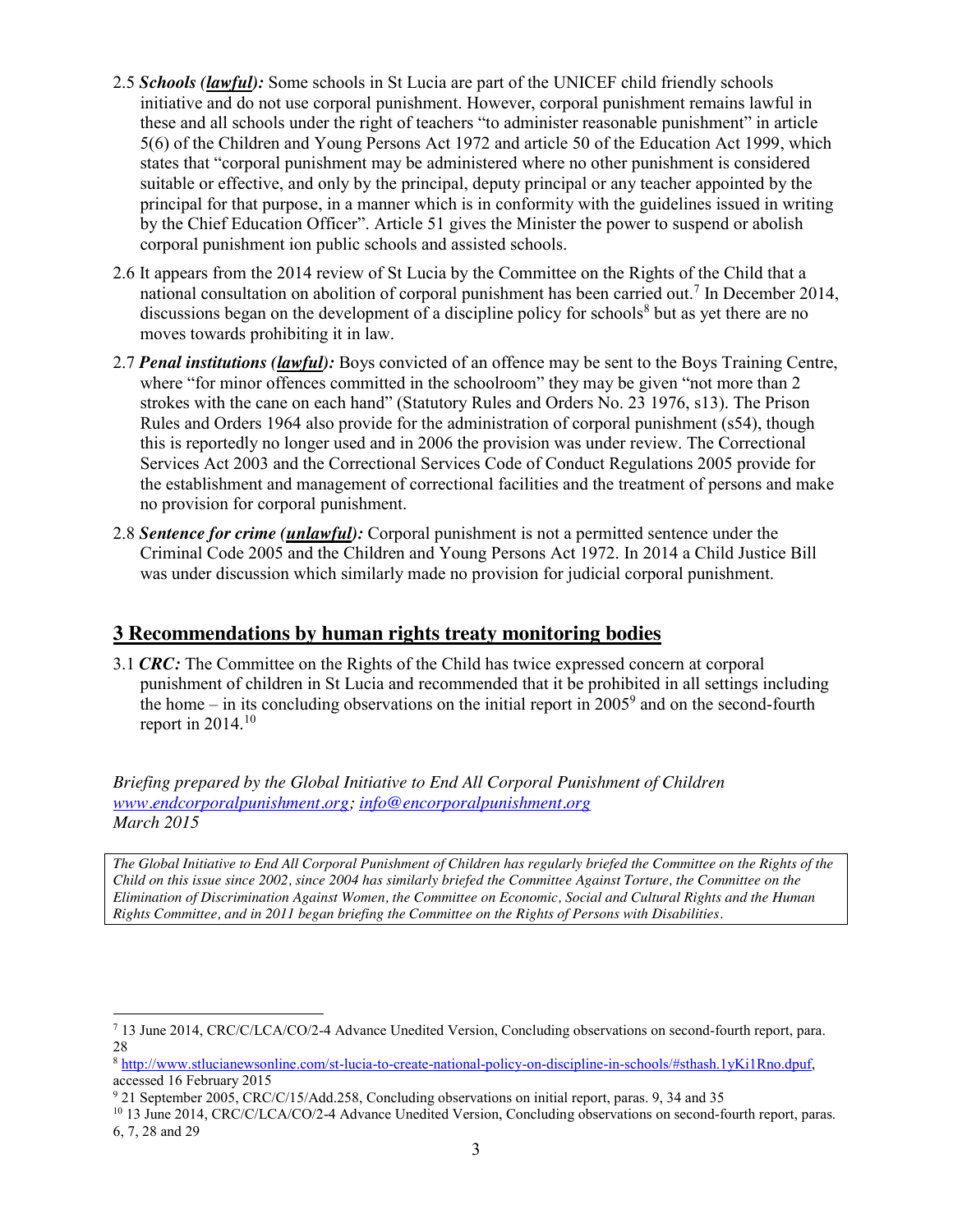2.5 ***Schools (lawful):*** Some schools in St Lucia are part of the UNICEF child friendly schools initiative and do not use corporal punishment. However, corporal punishment remains lawful in these and all schools under the right of teachers "to administer reasonable punishment" in article 5(6) of the Children and Young Persons Act 1972 and article 50 of the Education Act 1999, which states that "corporal punishment may be administered where no other punishment is considered suitable or effective, and only by the principal, deputy principal or any teacher appointed by the principal for that purpose, in a manner which is in conformity with the guidelines issued in writing by the Chief Education Officer". Article 51 gives the Minister the power to suspend or abolish corporal punishment ion public schools and assisted schools.

2.6 It appears from the 2014 review of St Lucia by the Committee on the Rights of the Child that a national consultation on abolition of corporal punishment has been carried out.[7] In December 2014, discussions began on the development of a discipline policy for schools[8] but as yet there are no moves towards prohibiting it in law.

2.7 ***Penal institutions (lawful):*** Boys convicted of an offence may be sent to the Boys Training Centre, where "for minor offences committed in the schoolroom" they may be given "not more than 2 strokes with the cane on each hand" (Statutory Rules and Orders No. 23 1976, s13). The Prison Rules and Orders 1964 also provide for the administration of corporal punishment (s54), though this is reportedly no longer used and in 2006 the provision was under review. The Correctional Services Act 2003 and the Correctional Services Code of Conduct Regulations 2005 provide for the establishment and management of correctional facilities and the treatment of persons and make no provision for corporal punishment.

2.8 ***Sentence for crime (unlawful):*** Corporal punishment is not a permitted sentence under the Criminal Code 2005 and the Children and Young Persons Act 1972. In 2014 a Child Justice Bill was under discussion which similarly made no provision for judicial corporal punishment.

## 3 Recommendations by human rights treaty monitoring bodies

3.1 ***CRC:*** The Committee on the Rights of the Child has twice expressed concern at corporal punishment of children in St Lucia and recommended that it be prohibited in all settings including the home – in its concluding observations on the initial report in 2005[9] and on the second-fourth report in 2014.[10]

*Briefing prepared by the Global Initiative to End All Corporal Punishment of Children*
*www.endcorporalpunishment.org; info@encorporalpunishment.org*
*March 2015*

*The Global Initiative to End All Corporal Punishment of Children has regularly briefed the Committee on the Rights of the Child on this issue since 2002, since 2004 has similarly briefed the Committee Against Torture, the Committee on the Elimination of Discrimination Against Women, the Committee on Economic, Social and Cultural Rights and the Human Rights Committee, and in 2011 began briefing the Committee on the Rights of Persons with Disabilities.*

---

[7] 13 June 2014, CRC/C/LCA/CO/2-4 Advance Unedited Version, Concluding observations on second-fourth report, para. 28

[8] http://www.stlucianewsonline.com/st-lucia-to-create-national-policy-on-discipline-in-schools/#sthash.1yKi1Rno.dpuf, accessed 16 February 2015

[9] 21 September 2005, CRC/C/15/Add.258, Concluding observations on initial report, paras. 9, 34 and 35

[10] 13 June 2014, CRC/C/LCA/CO/2-4 Advance Unedited Version, Concluding observations on second-fourth report, paras. 6, 7, 28 and 29